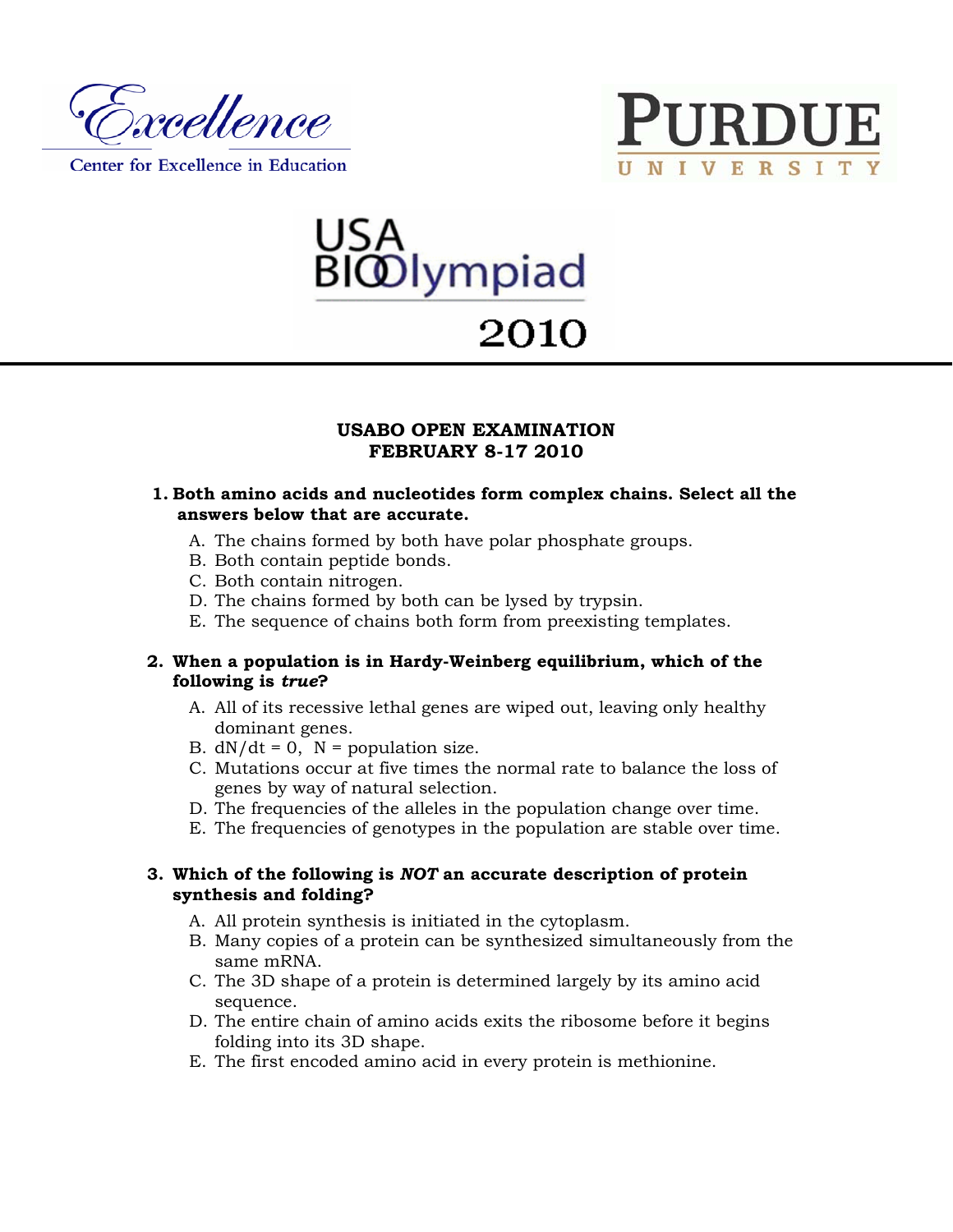Excellence

Center for Excellence in Education

PURDUE UNIVERSITY

USA BIOlympiad 2010

## USABO OPEN EXAMINATION
## FEBRUARY 8-17 2010

1. **Both amino acids and nucleotides form complex chains. Select all the answers below that are accurate.**
   - A. The chains formed by both have polar phosphate groups.
   - B. Both contain peptide bonds.
   - C. Both contain nitrogen.
   - D. The chains formed by both can be lysed by trypsin.
   - E. The sequence of chains both form from preexisting templates.

2. **When a population is in Hardy-Weinberg equilibrium, which of the following is *true*?**
   - A. All of its recessive lethal genes are wiped out, leaving only healthy dominant genes.
   - B. $dN/dt = 0$, N = population size.
   - C. Mutations occur at five times the normal rate to balance the loss of genes by way of natural selection.
   - D. The frequencies of the alleles in the population change over time.
   - E. The frequencies of genotypes in the population are stable over time.

3. **Which of the following is *NOT* an accurate description of protein synthesis and folding?**
   - A. All protein synthesis is initiated in the cytoplasm.
   - B. Many copies of a protein can be synthesized simultaneously from the same mRNA.
   - C. The 3D shape of a protein is determined largely by its amino acid sequence.
   - D. The entire chain of amino acids exits the ribosome before it begins folding into its 3D shape.
   - E. The first encoded amino acid in every protein is methionine.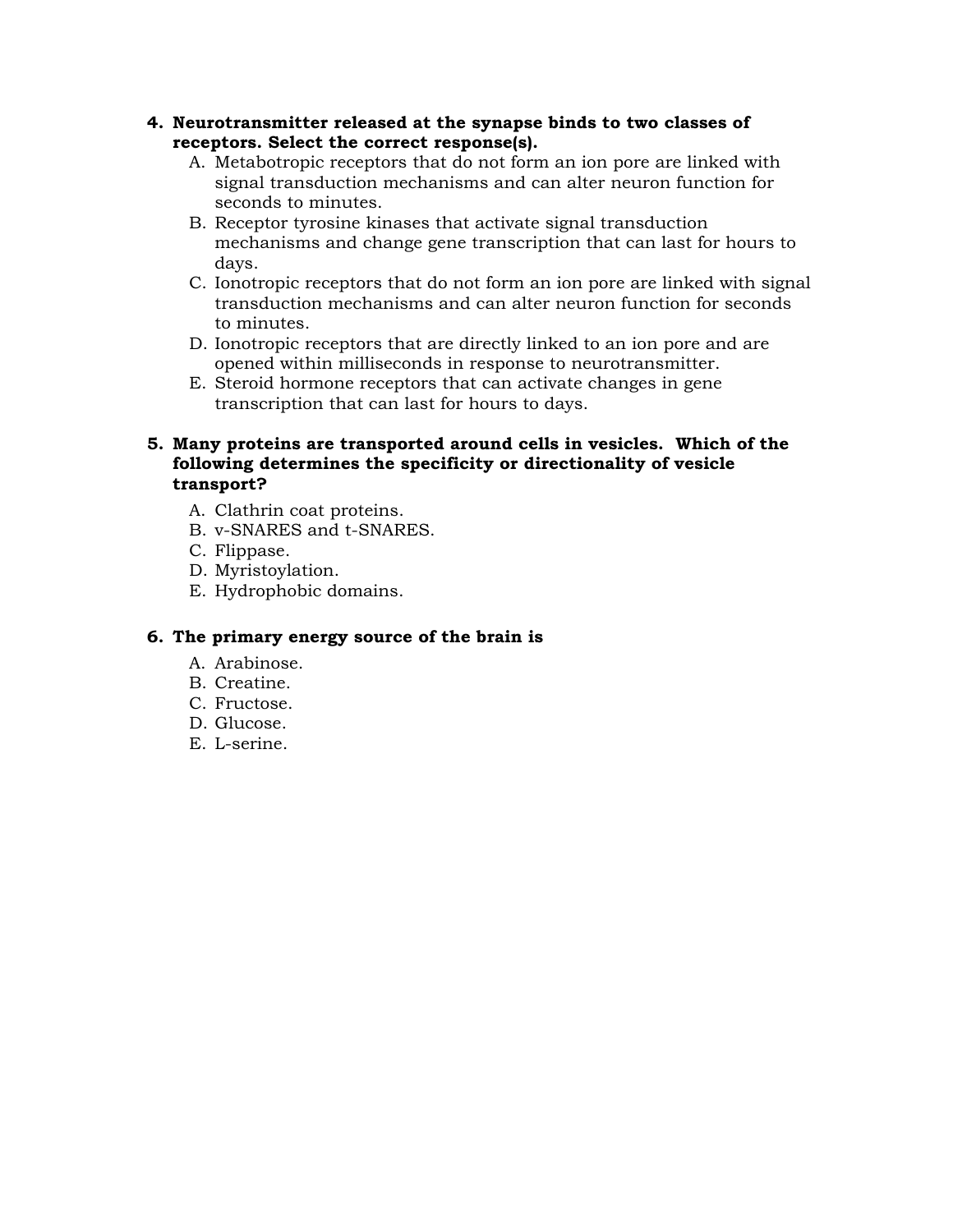4. **Neurotransmitter released at the synapse binds to two classes of receptors. Select the correct response(s).**
   - A. Metabotropic receptors that do not form an ion pore are linked with signal transduction mechanisms and can alter neuron function for seconds to minutes.
   - B. Receptor tyrosine kinases that activate signal transduction mechanisms and change gene transcription that can last for hours to days.
   - C. Ionotropic receptors that do not form an ion pore are linked with signal transduction mechanisms and can alter neuron function for seconds to minutes.
   - D. Ionotropic receptors that are directly linked to an ion pore and are opened within milliseconds in response to neurotransmitter.
   - E. Steroid hormone receptors that can activate changes in gene transcription that can last for hours to days.

5. **Many proteins are transported around cells in vesicles. Which of the following determines the specificity or directionality of vesicle transport?**
   - A. Clathrin coat proteins.
   - B. v-SNARES and t-SNARES.
   - C. Flippase.
   - D. Myristoylation.
   - E. Hydrophobic domains.

6. **The primary energy source of the brain is**
   - A. Arabinose.
   - B. Creatine.
   - C. Fructose.
   - D. Glucose.
   - E. L-serine.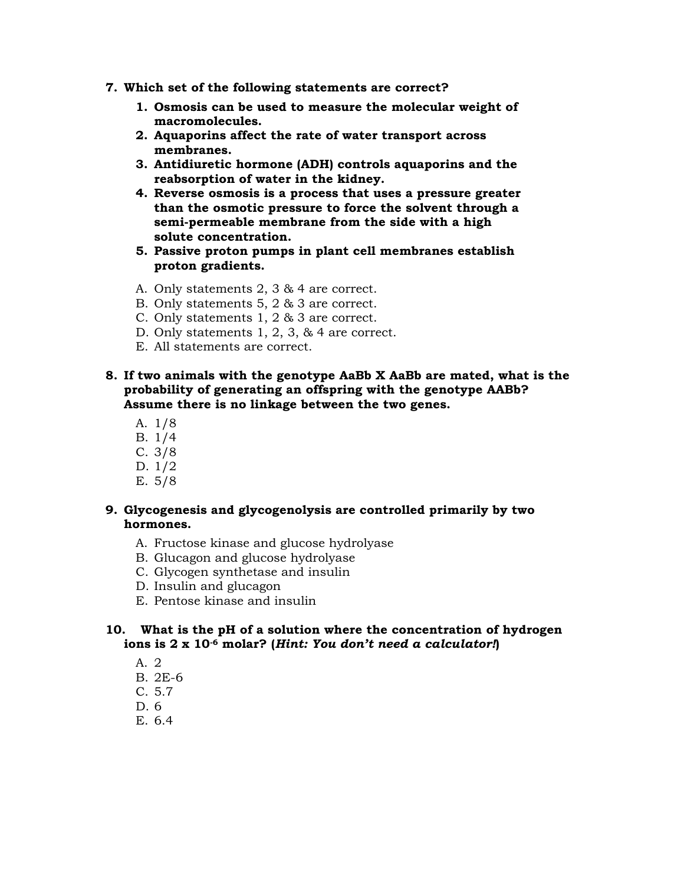**7. Which set of the following statements are correct?**

1. **Osmosis can be used to measure the molecular weight of macromolecules.**
2. **Aquaporins affect the rate of water transport across membranes.**
3. **Antidiuretic hormone (ADH) controls aquaporins and the reabsorption of water in the kidney.**
4. **Reverse osmosis is a process that uses a pressure greater than the osmotic pressure to force the solvent through a semi-permeable membrane from the side with a high solute concentration.**
5. **Passive proton pumps in plant cell membranes establish proton gradients.**

A. Only statements 2, 3 & 4 are correct.
B. Only statements 5, 2 & 3 are correct.
C. Only statements 1, 2 & 3 are correct.
D. Only statements 1, 2, 3, & 4 are correct.
E. All statements are correct.

**8. If two animals with the genotype AaBb X AaBb are mated, what is the probability of generating an offspring with the genotype AABb? Assume there is no linkage between the two genes.**

A. 1/8
B. 1/4
C. 3/8
D. 1/2
E. 5/8

**9. Glycogenesis and glycogenolysis are controlled primarily by two hormones.**

A. Fructose kinase and glucose hydrolyase
B. Glucagon and glucose hydrolyase
C. Glycogen synthetase and insulin
D. Insulin and glucagon
E. Pentose kinase and insulin

**10. What is the pH of a solution where the concentration of hydrogen ions is $2 \times 10^{-6}$ molar? (*Hint: You don't need a calculator!*)**

A. 2
B. 2E-6
C. 5.7
D. 6
E. 6.4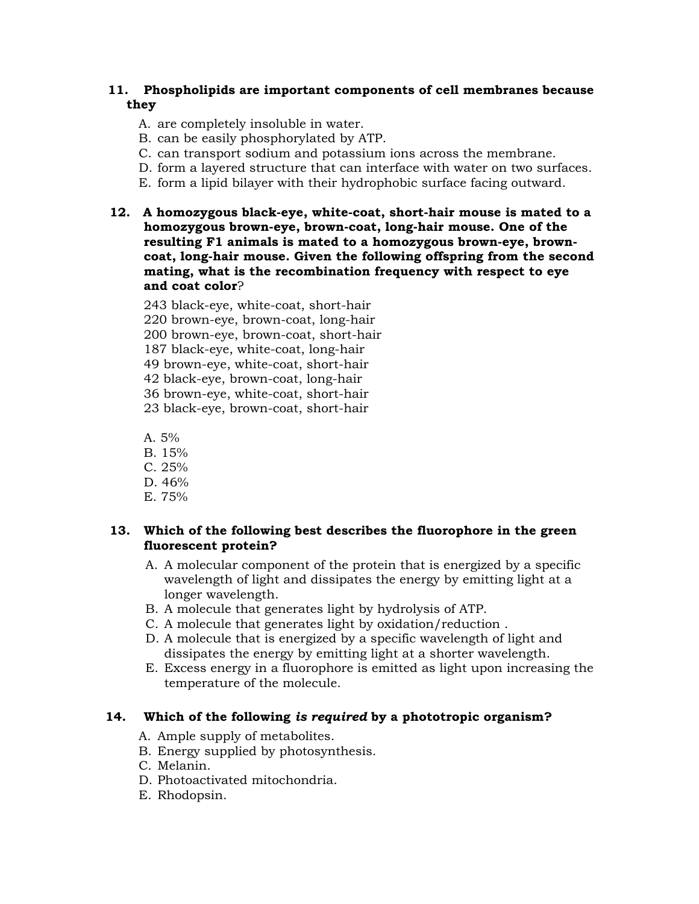**11. Phospholipids are important components of cell membranes because they**

A. are completely insoluble in water.
B. can be easily phosphorylated by ATP.
C. can transport sodium and potassium ions across the membrane.
D. form a layered structure that can interface with water on two surfaces.
E. form a lipid bilayer with their hydrophobic surface facing outward.

**12. A homozygous black-eye, white-coat, short-hair mouse is mated to a homozygous brown-eye, brown-coat, long-hair mouse. One of the resulting F1 animals is mated to a homozygous brown-eye, brown-coat, long-hair mouse. Given the following offspring from the second mating, what is the recombination frequency with respect to eye and coat color**?

243 black-eye, white-coat, short-hair
220 brown-eye, brown-coat, long-hair
200 brown-eye, brown-coat, short-hair
187 black-eye, white-coat, long-hair
49 brown-eye, white-coat, short-hair
42 black-eye, brown-coat, long-hair
36 brown-eye, white-coat, short-hair
23 black-eye, brown-coat, short-hair

A. 5%
B. 15%
C. 25%
D. 46%
E. 75%

**13. Which of the following best describes the fluorophore in the green fluorescent protein?**

A. A molecular component of the protein that is energized by a specific wavelength of light and dissipates the energy by emitting light at a longer wavelength.
B. A molecule that generates light by hydrolysis of ATP.
C. A molecule that generates light by oxidation/reduction .
D. A molecule that is energized by a specific wavelength of light and dissipates the energy by emitting light at a shorter wavelength.
E. Excess energy in a fluorophore is emitted as light upon increasing the temperature of the molecule.

**14. Which of the following *is required* by a phototropic organism?**

A. Ample supply of metabolites.
B. Energy supplied by photosynthesis.
C. Melanin.
D. Photoactivated mitochondria.
E. Rhodopsin.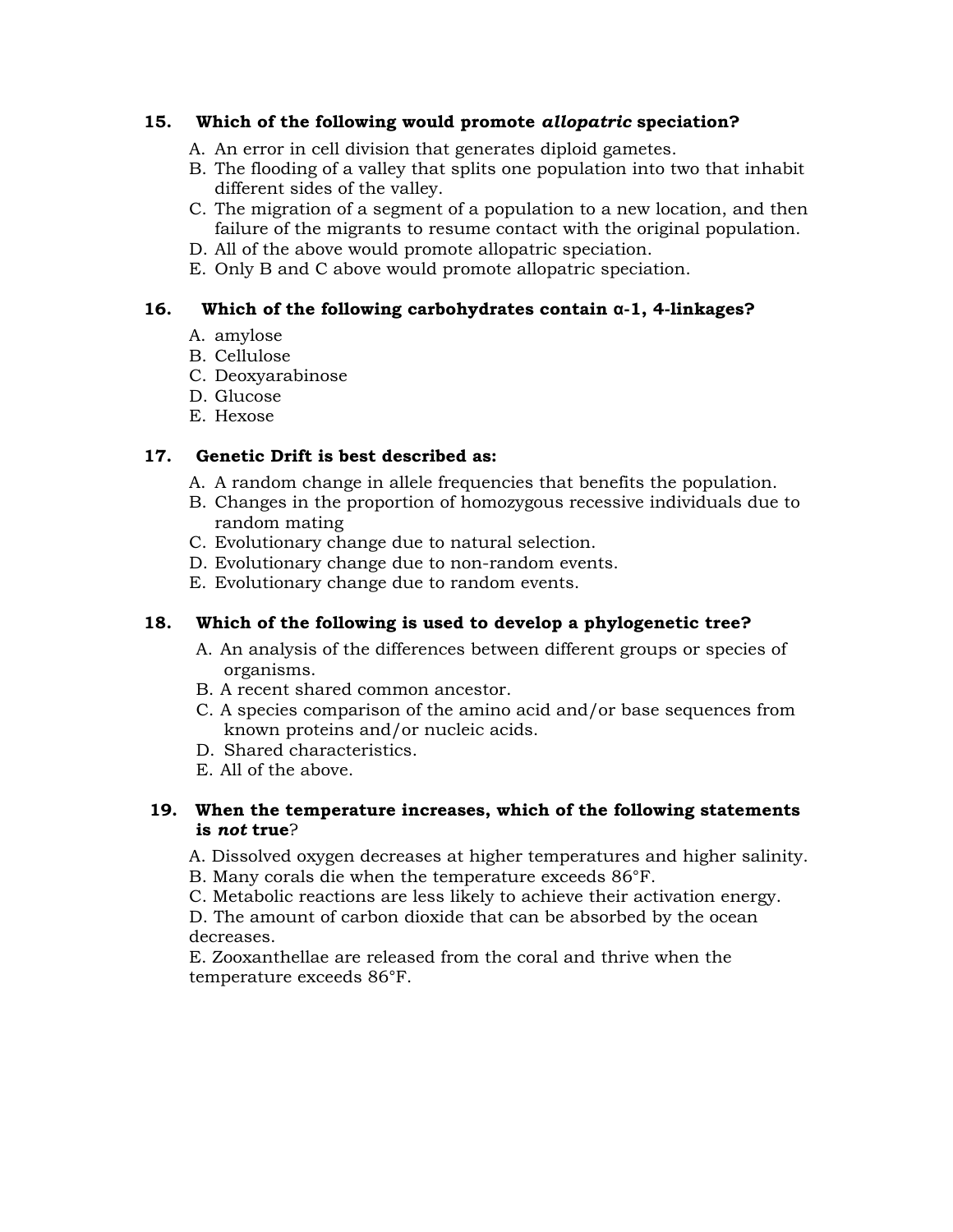**15. Which of the following would promote *allopatric* speciation?**

A. An error in cell division that generates diploid gametes.
B. The flooding of a valley that splits one population into two that inhabit different sides of the valley.
C. The migration of a segment of a population to a new location, and then failure of the migrants to resume contact with the original population.
D. All of the above would promote allopatric speciation.
E. Only B and C above would promote allopatric speciation.

**16. Which of the following carbohydrates contain α-1, 4-linkages?**

A. amylose
B. Cellulose
C. Deoxyarabinose
D. Glucose
E. Hexose

**17. Genetic Drift is best described as:**

A. A random change in allele frequencies that benefits the population.
B. Changes in the proportion of homozygous recessive individuals due to random mating
C. Evolutionary change due to natural selection.
D. Evolutionary change due to non-random events.
E. Evolutionary change due to random events.

**18. Which of the following is used to develop a phylogenetic tree?**

A. An analysis of the differences between different groups or species of organisms.
B. A recent shared common ancestor.
C. A species comparison of the amino acid and/or base sequences from known proteins and/or nucleic acids.
D. Shared characteristics.
E. All of the above.

**19. When the temperature increases, which of the following statements is *not* true?**

A. Dissolved oxygen decreases at higher temperatures and higher salinity.
B. Many corals die when the temperature exceeds 86°F.
C. Metabolic reactions are less likely to achieve their activation energy.
D. The amount of carbon dioxide that can be absorbed by the ocean decreases.
E. Zooxanthellae are released from the coral and thrive when the temperature exceeds 86°F.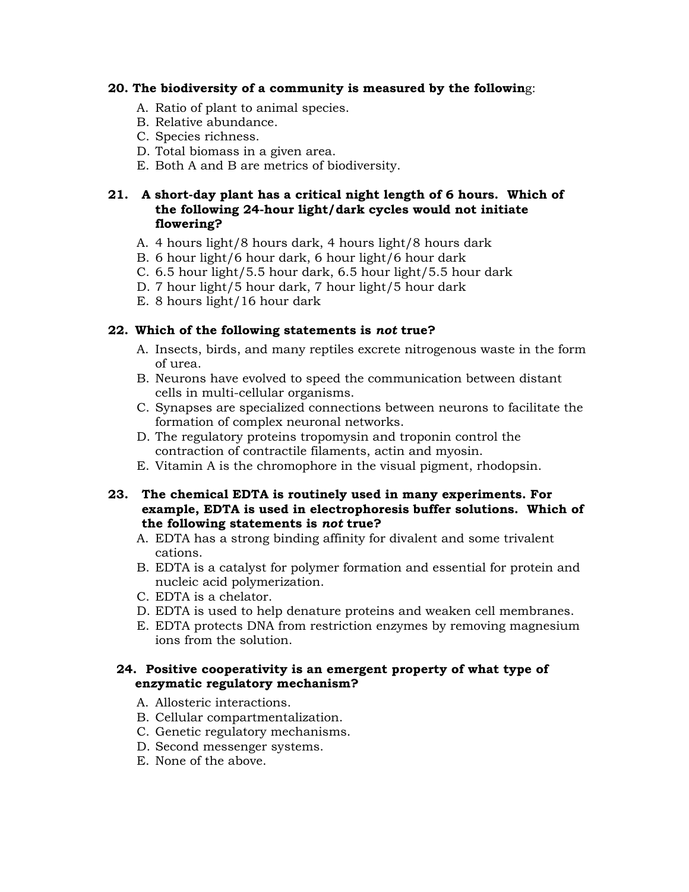**20. The biodiversity of a community is measured by the followin**g:

A. Ratio of plant to animal species.
B. Relative abundance.
C. Species richness.
D. Total biomass in a given area.
E. Both A and B are metrics of biodiversity.

**21. A short-day plant has a critical night length of 6 hours. Which of the following 24-hour light/dark cycles would not initiate flowering?**

A. 4 hours light/8 hours dark, 4 hours light/8 hours dark
B. 6 hour light/6 hour dark, 6 hour light/6 hour dark
C. 6.5 hour light/5.5 hour dark, 6.5 hour light/5.5 hour dark
D. 7 hour light/5 hour dark, 7 hour light/5 hour dark
E. 8 hours light/16 hour dark

**22. Which of the following statements is *not* true?**

A. Insects, birds, and many reptiles excrete nitrogenous waste in the form of urea.
B. Neurons have evolved to speed the communication between distant cells in multi-cellular organisms.
C. Synapses are specialized connections between neurons to facilitate the formation of complex neuronal networks.
D. The regulatory proteins tropomysin and troponin control the contraction of contractile filaments, actin and myosin.
E. Vitamin A is the chromophore in the visual pigment, rhodopsin.

**23. The chemical EDTA is routinely used in many experiments. For example, EDTA is used in electrophoresis buffer solutions. Which of the following statements is *not* true?**

A. EDTA has a strong binding affinity for divalent and some trivalent cations.
B. EDTA is a catalyst for polymer formation and essential for protein and nucleic acid polymerization.
C. EDTA is a chelator.
D. EDTA is used to help denature proteins and weaken cell membranes.
E. EDTA protects DNA from restriction enzymes by removing magnesium ions from the solution.

**24. Positive cooperativity is an emergent property of what type of enzymatic regulatory mechanism?**

A. Allosteric interactions.
B. Cellular compartmentalization.
C. Genetic regulatory mechanisms.
D. Second messenger systems.
E. None of the above.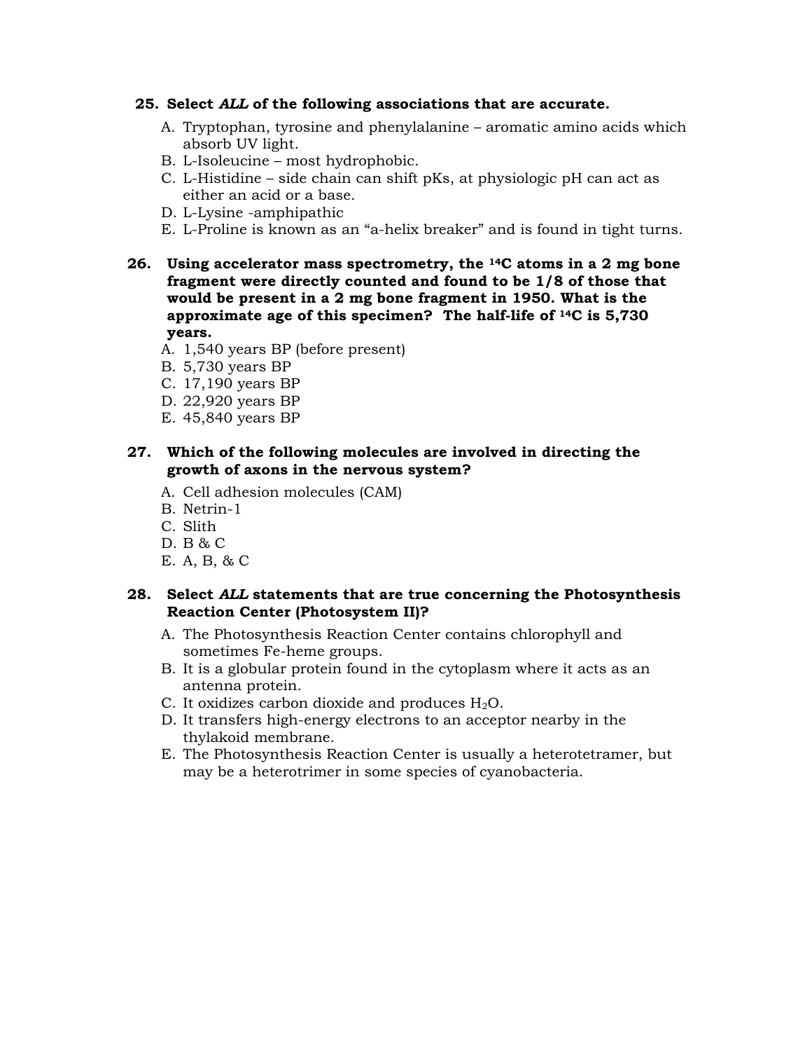**25. Select *ALL* of the following associations that are accurate.**

A. Tryptophan, tyrosine and phenylalanine – aromatic amino acids which absorb UV light.
B. L-Isoleucine – most hydrophobic.
C. L-Histidine – side chain can shift pKs, at physiologic pH can act as either an acid or a base.
D. L-Lysine -amphipathic
E. L-Proline is known as an "a-helix breaker" and is found in tight turns.

**26. Using accelerator mass spectrometry, the $^{14}C$ atoms in a 2 mg bone fragment were directly counted and found to be 1/8 of those that would be present in a 2 mg bone fragment in 1950. What is the approximate age of this specimen? The half-life of $^{14}C$ is 5,730 years.**

A. 1,540 years BP (before present)
B. 5,730 years BP
C. 17,190 years BP
D. 22,920 years BP
E. 45,840 years BP

**27. Which of the following molecules are involved in directing the growth of axons in the nervous system?**

A. Cell adhesion molecules (CAM)
B. Netrin-1
C. Slith
D. B & C
E. A, B, & C

**28. Select *ALL* statements that are true concerning the Photosynthesis Reaction Center (Photosystem II)?**

A. The Photosynthesis Reaction Center contains chlorophyll and sometimes Fe-heme groups.
B. It is a globular protein found in the cytoplasm where it acts as an antenna protein.
C. It oxidizes carbon dioxide and produces $H_2O$.
D. It transfers high-energy electrons to an acceptor nearby in the thylakoid membrane.
E. The Photosynthesis Reaction Center is usually a heterotetramer, but may be a heterotrimer in some species of cyanobacteria.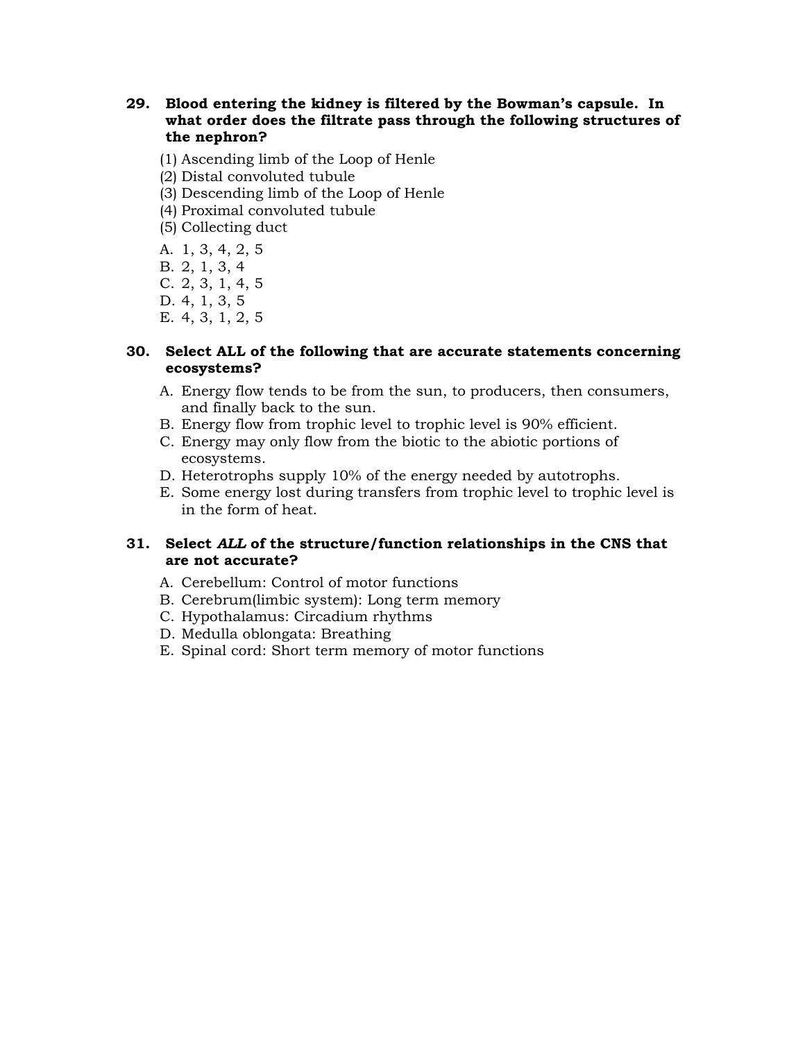**29. Blood entering the kidney is filtered by the Bowman's capsule. In what order does the filtrate pass through the following structures of the nephron?**

(1) Ascending limb of the Loop of Henle
(2) Distal convoluted tubule
(3) Descending limb of the Loop of Henle
(4) Proximal convoluted tubule
(5) Collecting duct

A. 1, 3, 4, 2, 5
B. 2, 1, 3, 4
C. 2, 3, 1, 4, 5
D. 4, 1, 3, 5
E. 4, 3, 1, 2, 5

**30. Select ALL of the following that are accurate statements concerning ecosystems?**

A. Energy flow tends to be from the sun, to producers, then consumers, and finally back to the sun.
B. Energy flow from trophic level to trophic level is 90% efficient.
C. Energy may only flow from the biotic to the abiotic portions of ecosystems.
D. Heterotrophs supply 10% of the energy needed by autotrophs.
E. Some energy lost during transfers from trophic level to trophic level is in the form of heat.

**31. Select *ALL* of the structure/function relationships in the CNS that are not accurate?**

A. Cerebellum: Control of motor functions
B. Cerebrum(limbic system): Long term memory
C. Hypothalamus: Circadium rhythms
D. Medulla oblongata: Breathing
E. Spinal cord: Short term memory of motor functions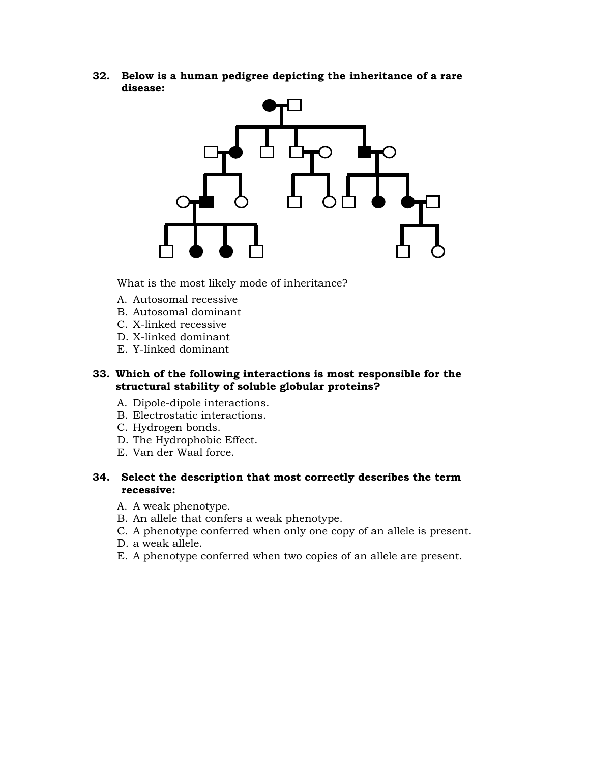**32. Below is a human pedigree depicting the inheritance of a rare disease:**

What is the most likely mode of inheritance?

A. Autosomal recessive
B. Autosomal dominant
C. X-linked recessive
D. X-linked dominant
E. Y-linked dominant

**33. Which of the following interactions is most responsible for the structural stability of soluble globular proteins?**

A. Dipole-dipole interactions.
B. Electrostatic interactions.
C. Hydrogen bonds.
D. The Hydrophobic Effect.
E. Van der Waal force.

**34. Select the description that most correctly describes the term recessive:**

A. A weak phenotype.
B. An allele that confers a weak phenotype.
C. A phenotype conferred when only one copy of an allele is present.
D. a weak allele.
E. A phenotype conferred when two copies of an allele are present.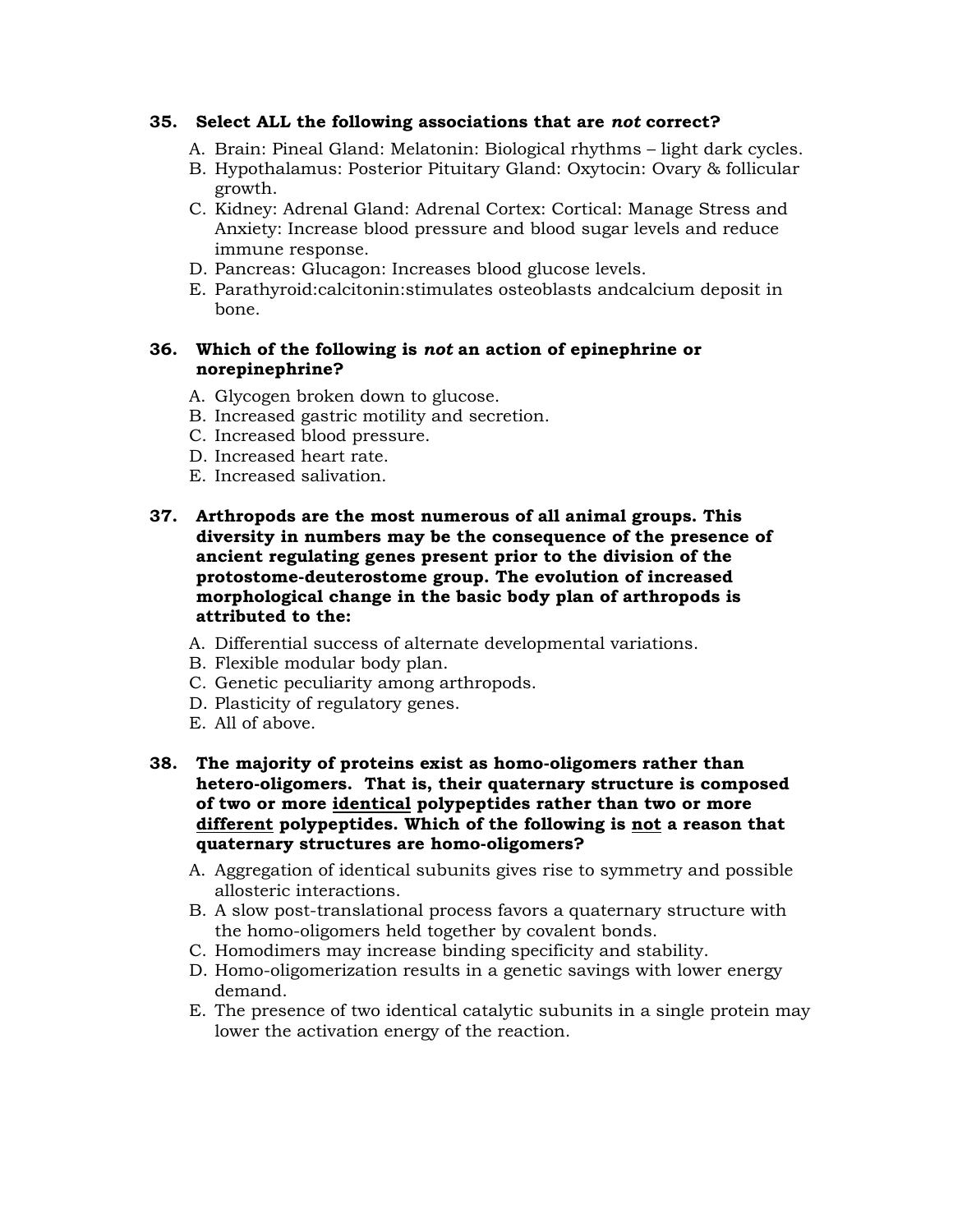**35. Select ALL the following associations that are *not* correct?**

A. Brain: Pineal Gland: Melatonin: Biological rhythms – light dark cycles.
B. Hypothalamus: Posterior Pituitary Gland: Oxytocin: Ovary & follicular growth.
C. Kidney: Adrenal Gland: Adrenal Cortex: Cortical: Manage Stress and Anxiety: Increase blood pressure and blood sugar levels and reduce immune response.
D. Pancreas: Glucagon: Increases blood glucose levels.
E. Parathyroid:calcitonin:stimulates osteoblasts andcalcium deposit in bone.

**36. Which of the following is *not* an action of epinephrine or norepinephrine?**

A. Glycogen broken down to glucose.
B. Increased gastric motility and secretion.
C. Increased blood pressure.
D. Increased heart rate.
E. Increased salivation.

**37. Arthropods are the most numerous of all animal groups. This diversity in numbers may be the consequence of the presence of ancient regulating genes present prior to the division of the protostome-deuterostome group. The evolution of increased morphological change in the basic body plan of arthropods is attributed to the:**

A. Differential success of alternate developmental variations.
B. Flexible modular body plan.
C. Genetic peculiarity among arthropods.
D. Plasticity of regulatory genes.
E. All of above.

**38. The majority of proteins exist as homo-oligomers rather than hetero-oligomers. That is, their quaternary structure is composed of two or more <u>identical</u> polypeptides rather than two or more <u>different</u> polypeptides. Which of the following is <u>not</u> a reason that quaternary structures are homo-oligomers?**

A. Aggregation of identical subunits gives rise to symmetry and possible allosteric interactions.
B. A slow post-translational process favors a quaternary structure with the homo-oligomers held together by covalent bonds.
C. Homodimers may increase binding specificity and stability.
D. Homo-oligomerization results in a genetic savings with lower energy demand.
E. The presence of two identical catalytic subunits in a single protein may lower the activation energy of the reaction.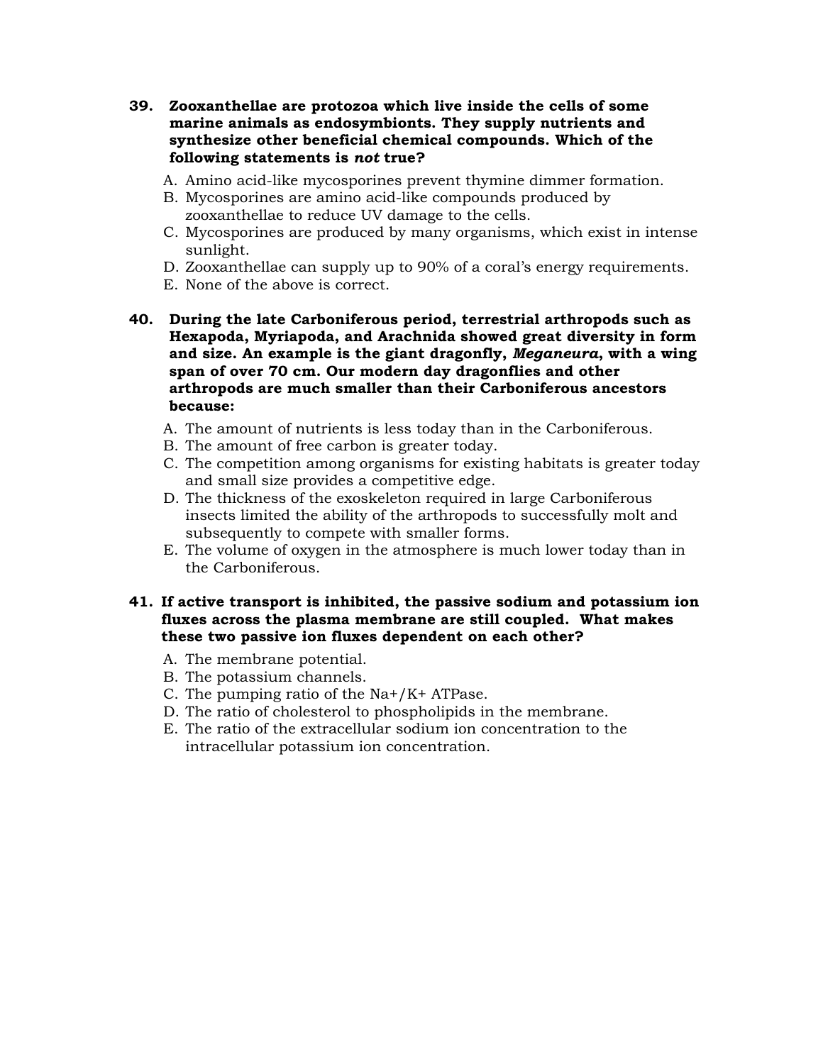**39. Zooxanthellae are protozoa which live inside the cells of some marine animals as endosymbionts. They supply nutrients and synthesize other beneficial chemical compounds. Which of the following statements is *not* true?**

A. Amino acid-like mycosporines prevent thymine dimmer formation.
B. Mycosporines are amino acid-like compounds produced by zooxanthellae to reduce UV damage to the cells.
C. Mycosporines are produced by many organisms, which exist in intense sunlight.
D. Zooxanthellae can supply up to 90% of a coral's energy requirements.
E. None of the above is correct.

**40. During the late Carboniferous period, terrestrial arthropods such as Hexapoda, Myriapoda, and Arachnida showed great diversity in form and size. An example is the giant dragonfly, *Meganeura*, with a wing span of over 70 cm. Our modern day dragonflies and other arthropods are much smaller than their Carboniferous ancestors because:**

A. The amount of nutrients is less today than in the Carboniferous.
B. The amount of free carbon is greater today.
C. The competition among organisms for existing habitats is greater today and small size provides a competitive edge.
D. The thickness of the exoskeleton required in large Carboniferous insects limited the ability of the arthropods to successfully molt and subsequently to compete with smaller forms.
E. The volume of oxygen in the atmosphere is much lower today than in the Carboniferous.

**41. If active transport is inhibited, the passive sodium and potassium ion fluxes across the plasma membrane are still coupled. What makes these two passive ion fluxes dependent on each other?**

A. The membrane potential.
B. The potassium channels.
C. The pumping ratio of the $Na^+/K^+$ ATPase.
D. The ratio of cholesterol to phospholipids in the membrane.
E. The ratio of the extracellular sodium ion concentration to the intracellular potassium ion concentration.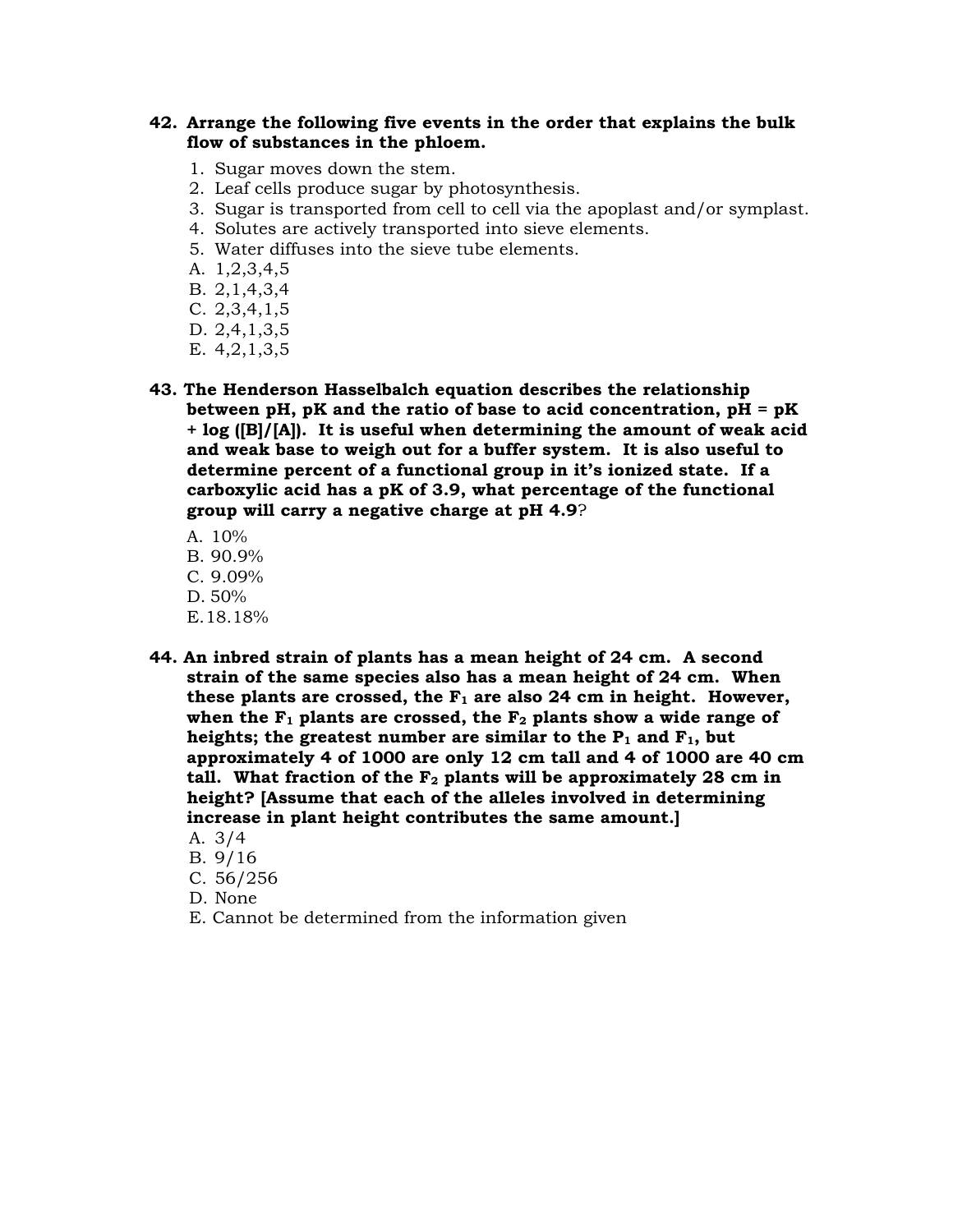**42. Arrange the following five events in the order that explains the bulk flow of substances in the phloem.**

1. Sugar moves down the stem.
2. Leaf cells produce sugar by photosynthesis.
3. Sugar is transported from cell to cell via the apoplast and/or symplast.
4. Solutes are actively transported into sieve elements.
5. Water diffuses into the sieve tube elements.

A. 1,2,3,4,5
B. 2,1,4,3,4
C. 2,3,4,1,5
D. 2,4,1,3,5
E. 4,2,1,3,5

**43. The Henderson Hasselbalch equation describes the relationship between pH, pK and the ratio of base to acid concentration, pH = pK + log ([B]/[A]). It is useful when determining the amount of weak acid and weak base to weigh out for a buffer system. It is also useful to determine percent of a functional group in it's ionized state. If a carboxylic acid has a pK of 3.9, what percentage of the functional group will carry a negative charge at pH 4.9**?

A. 10%
B. 90.9%
C. 9.09%
D. 50%
E. 18.18%

**44. An inbred strain of plants has a mean height of 24 cm. A second strain of the same species also has a mean height of 24 cm. When these plants are crossed, the $F_1$ are also 24 cm in height. However, when the $F_1$ plants are crossed, the $F_2$ plants show a wide range of heights; the greatest number are similar to the $P_1$ and $F_1$, but approximately 4 of 1000 are only 12 cm tall and 4 of 1000 are 40 cm tall. What fraction of the $F_2$ plants will be approximately 28 cm in height? [Assume that each of the alleles involved in determining increase in plant height contributes the same amount.]**

A. 3/4
B. 9/16
C. 56/256
D. None
E. Cannot be determined from the information given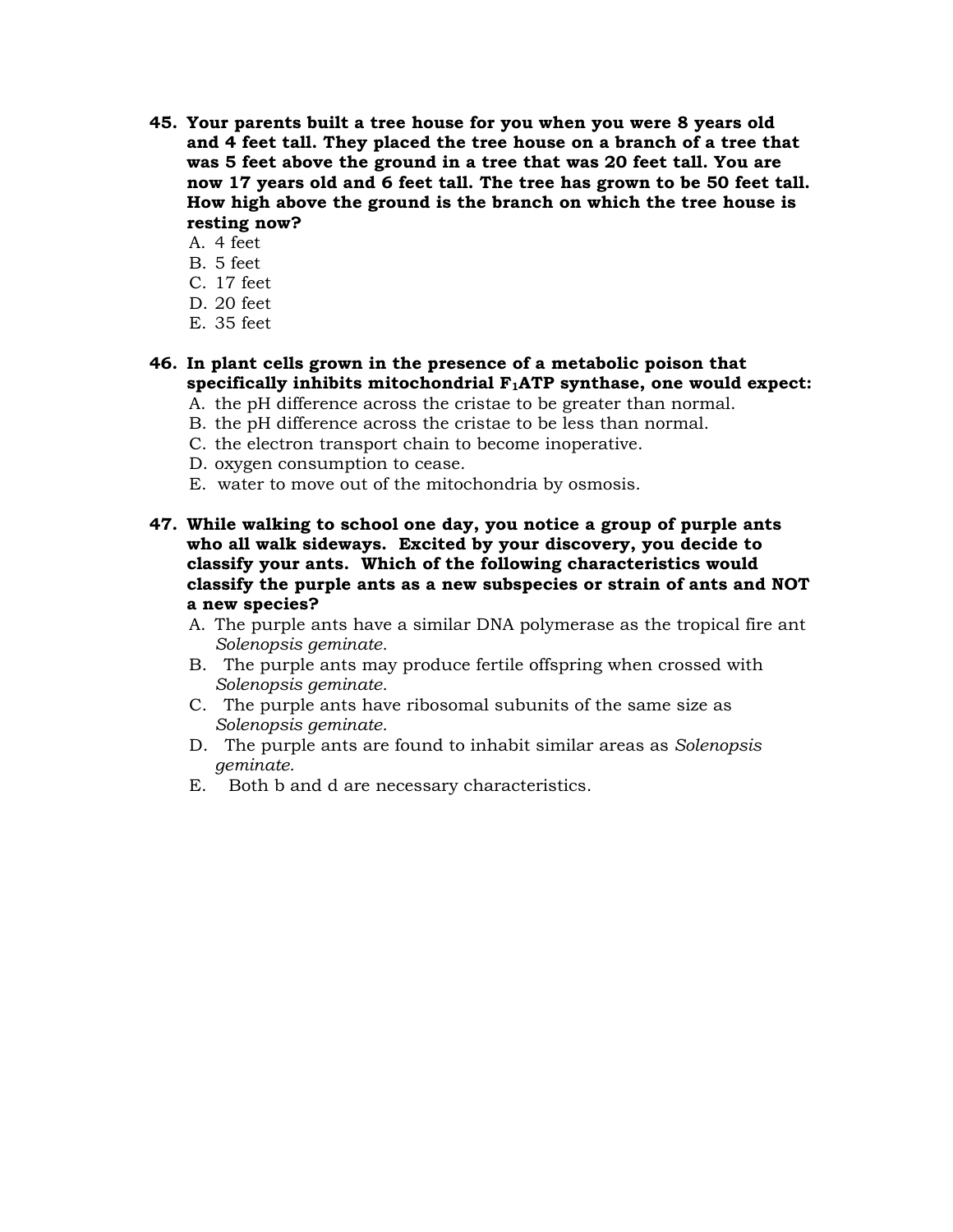45. **Your parents built a tree house for you when you were 8 years old and 4 feet tall. They placed the tree house on a branch of a tree that was 5 feet above the ground in a tree that was 20 feet tall. You are now 17 years old and 6 feet tall. The tree has grown to be 50 feet tall. How high above the ground is the branch on which the tree house is resting now?**
    A. 4 feet
    B. 5 feet
    C. 17 feet
    D. 20 feet
    E. 35 feet

46. **In plant cells grown in the presence of a metabolic poison that specifically inhibits mitochondrial $F_1$ATP synthase, one would expect:**
    A. the pH difference across the cristae to be greater than normal.
    B. the pH difference across the cristae to be less than normal.
    C. the electron transport chain to become inoperative.
    D. oxygen consumption to cease.
    E. water to move out of the mitochondria by osmosis.

47. **While walking to school one day, you notice a group of purple ants who all walk sideways. Excited by your discovery, you decide to classify your ants. Which of the following characteristics would classify the purple ants as a new subspecies or strain of ants and NOT a new species?**
    A. The purple ants have a similar DNA polymerase as the tropical fire ant *Solenopsis geminate.*
    B. The purple ants may produce fertile offspring when crossed with *Solenopsis geminate.*
    C. The purple ants have ribosomal subunits of the same size as *Solenopsis geminate.*
    D. The purple ants are found to inhabit similar areas as *Solenopsis geminate.*
    E. Both b and d are necessary characteristics.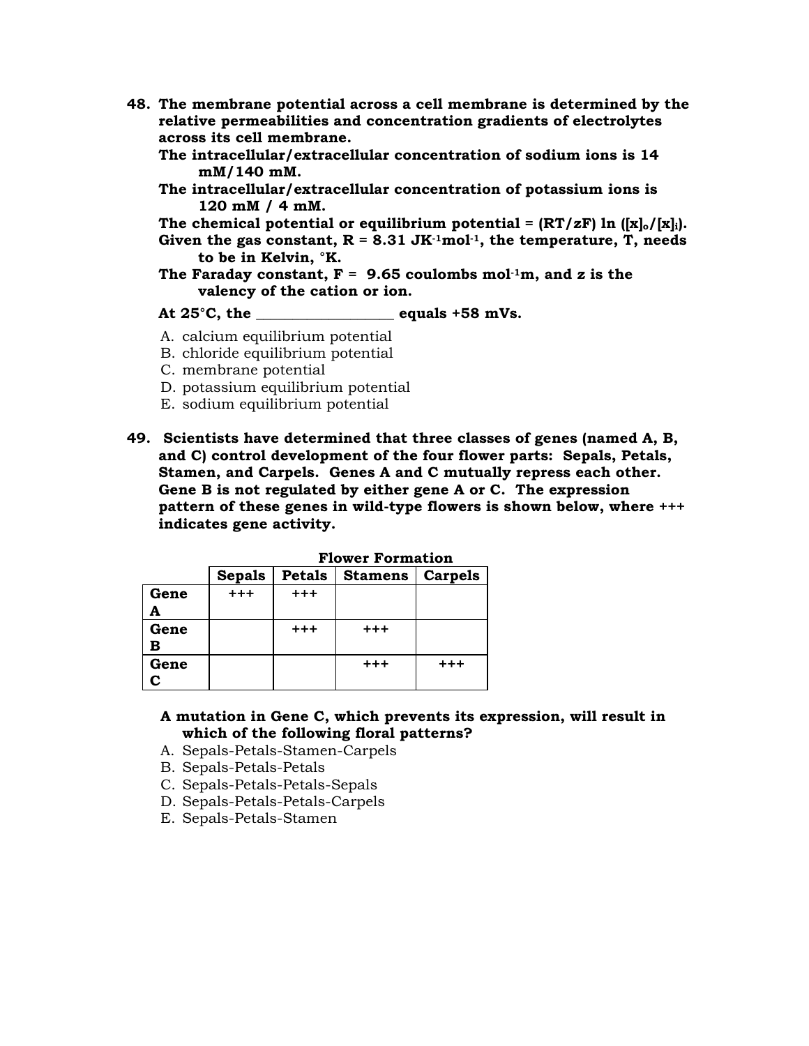**48. The membrane potential across a cell membrane is determined by the relative permeabilities and concentration gradients of electrolytes across its cell membrane.**

**The intracellular/extracellular concentration of sodium ions is 14 mM/140 mM.**

**The intracellular/extracellular concentration of potassium ions is 120 mM / 4 mM.**

**The chemical potential or equilibrium potential = (RT/zF) ln ($[x]_o/[x]_i$).**

**Given the gas constant, R = 8.31 $JK^{-1}mol^{-1}$, the temperature, T, needs to be in Kelvin, °K.**

**The Faraday constant, F = 9.65 coulombs $mol^{-1}m$, and z is the valency of the cation or ion.**

**At 25°C, the ________________ equals +58 mVs.**

A. calcium equilibrium potential
B. chloride equilibrium potential
C. membrane potential
D. potassium equilibrium potential
E. sodium equilibrium potential

**49. Scientists have determined that three classes of genes (named A, B, and C) control development of the four flower parts: Sepals, Petals, Stamen, and Carpels. Genes A and C mutually repress each other. Gene B is not regulated by either gene A or C. The expression pattern of these genes in wild-type flowers is shown below, where +++ indicates gene activity.**

**Flower Formation**

| | Sepals | Petals | Stamens | Carpels |
|---|---|---|---|---|
| **Gene A** | +++ | +++ | | |
| **Gene B** | | +++ | +++ | |
| **Gene C** | | | +++ | +++ |

**A mutation in Gene C, which prevents its expression, will result in which of the following floral patterns?**

A. Sepals-Petals-Stamen-Carpels
B. Sepals-Petals-Petals
C. Sepals-Petals-Petals-Sepals
D. Sepals-Petals-Petals-Carpels
E. Sepals-Petals-Stamen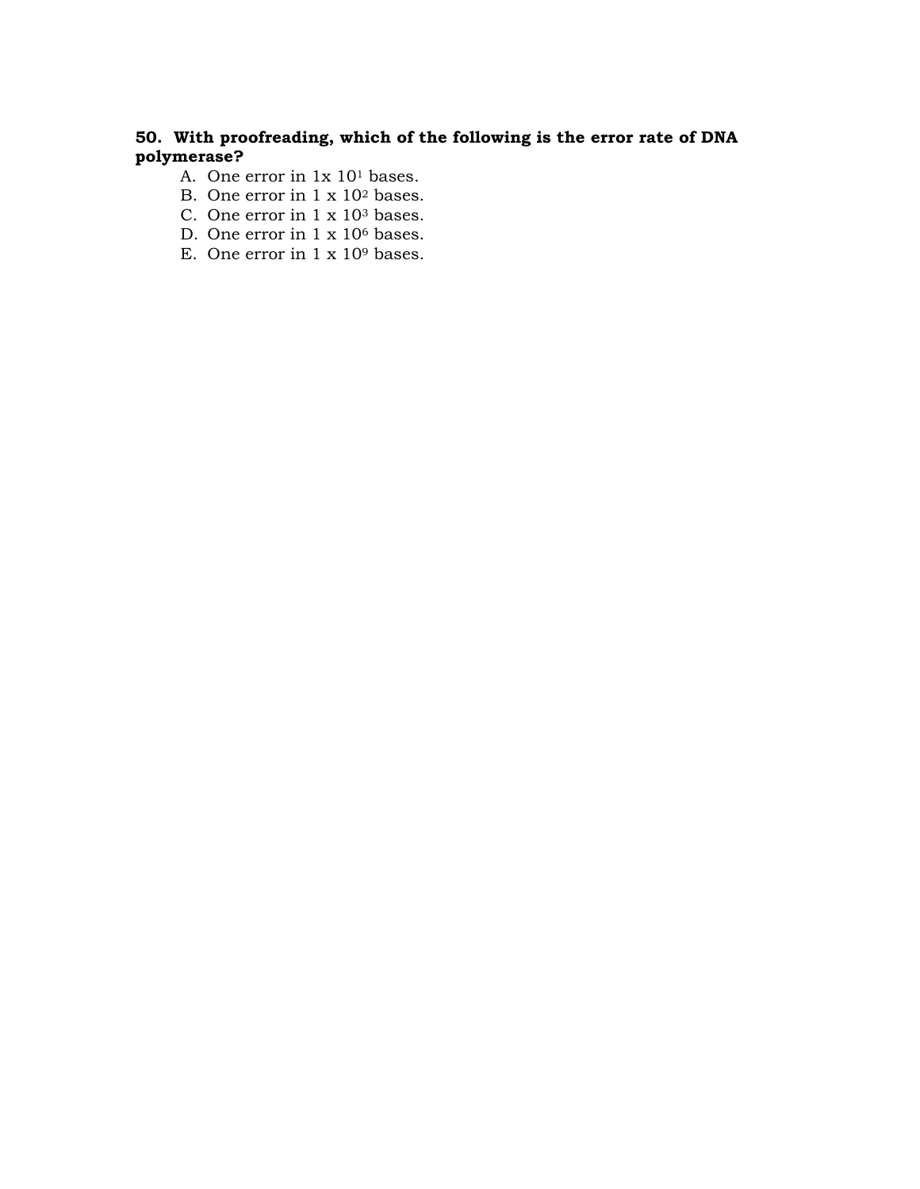**50. With proofreading, which of the following is the error rate of DNA polymerase?**

A. One error in $1x\ 10^1$ bases.
B. One error in $1 \times 10^2$ bases.
C. One error in $1 \times 10^3$ bases.
D. One error in $1 \times 10^6$ bases.
E. One error in $1 \times 10^9$ bases.